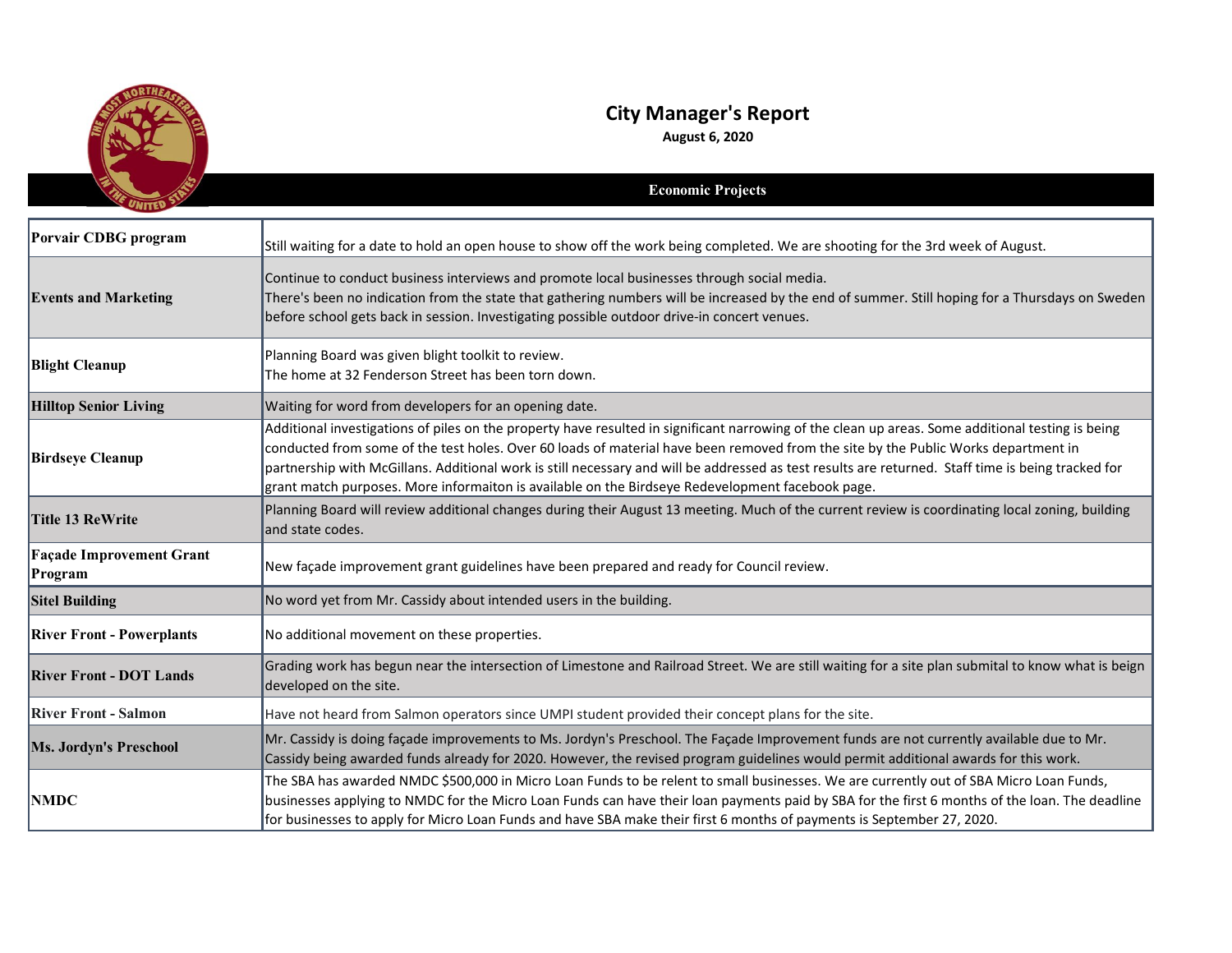# City Manager's Report

**August 6, 2020**

## Economic Projects

| | |
|---|---|
| **Porvair CDBG program** | Still waiting for a date to hold an open house to show off the work being completed. We are shooting for the 3rd week of August. |
| **Events and Marketing** | Continue to conduct business interviews and promote local businesses through social media.<br>There's been no indication from the state that gathering numbers will be increased by the end of summer. Still hoping for a Thursdays on Sweden before school gets back in session. Investigating possible outdoor drive-in concert venues. |
| **Blight Cleanup** | Planning Board was given blight toolkit to review.<br>The home at 32 Fenderson Street has been torn down. |
| **Hilltop Senior Living** | Waiting for word from developers for an opening date. |
| **Birdseye Cleanup** | Additional investigations of piles on the property have resulted in significant narrowing of the clean up areas. Some additional testing is being conducted from some of the test holes. Over 60 loads of material have been removed from the site by the Public Works department in partnership with McGillans. Additional work is still necessary and will be addressed as test results are returned. Staff time is being tracked for grant match purposes. More informaiton is available on the Birdseye Redevelopment facebook page. |
| **Title 13 ReWrite** | Planning Board will review additional changes during their August 13 meeting. Much of the current review is coordinating local zoning, building and state codes. |
| **Façade Improvement Grant Program** | New façade improvement grant guidelines have been prepared and ready for Council review. |
| **Sitel Building** | No word yet from Mr. Cassidy about intended users in the building. |
| **River Front - Powerplants** | No additional movement on these properties. |
| **River Front - DOT Lands** | Grading work has begun near the intersection of Limestone and Railroad Street. We are still waiting for a site plan submital to know what is beign developed on the site. |
| **River Front - Salmon** | Have not heard from Salmon operators since UMPI student provided their concept plans for the site. |
| **Ms. Jordyn's Preschool** | Mr. Cassidy is doing façade improvements to Ms. Jordyn's Preschool. The Façade Improvement funds are not currently available due to Mr. Cassidy being awarded funds already for 2020. However, the revised program guidelines would permit additional awards for this work. |
| **NMDC** | The SBA has awarded NMDC $500,000 in Micro Loan Funds to be relent to small businesses. We are currently out of SBA Micro Loan Funds, businesses applying to NMDC for the Micro Loan Funds can have their loan payments paid by SBA for the first 6 months of the loan. The deadline for businesses to apply for Micro Loan Funds and have SBA make their first 6 months of payments is September 27, 2020. |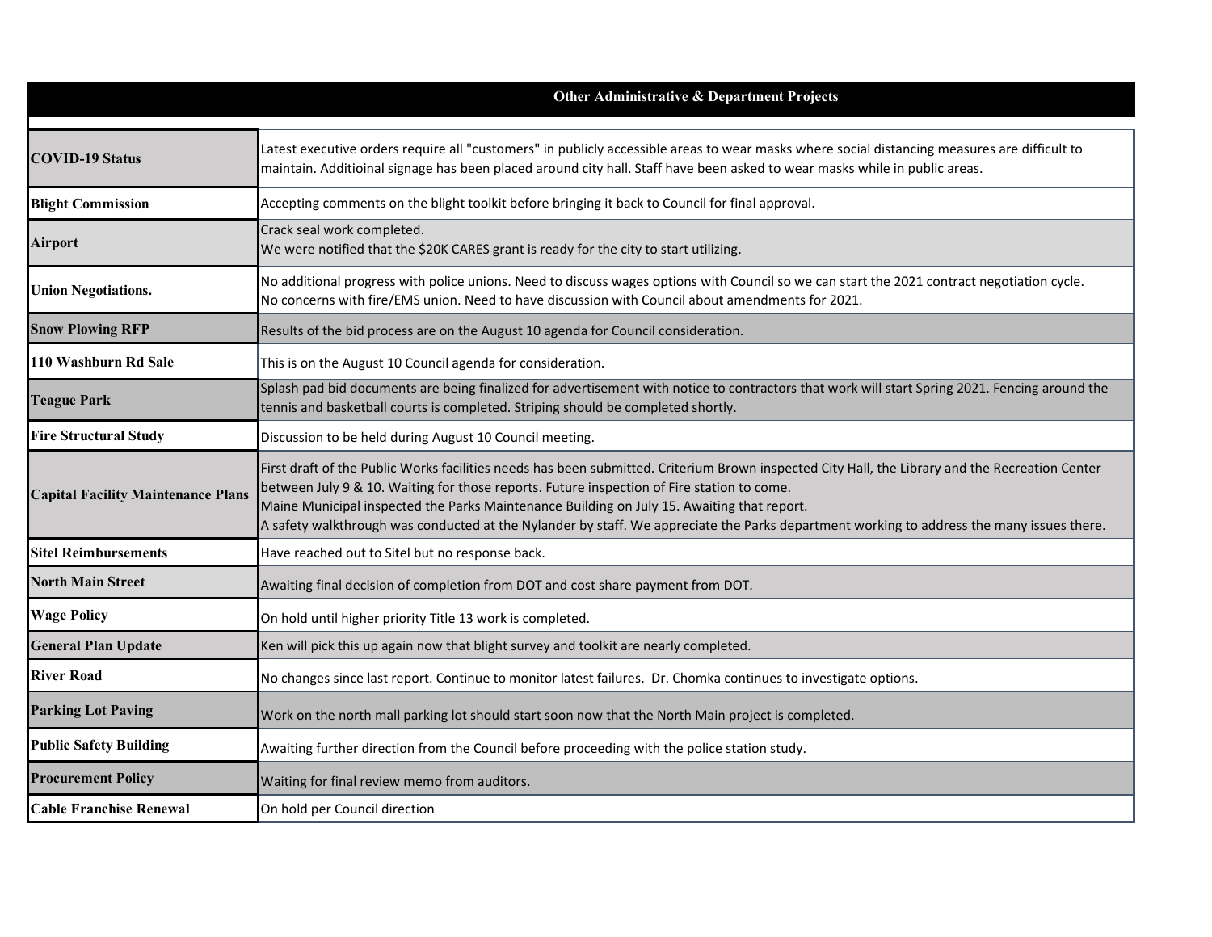| Other Administrative & Department Projects | |
|---|---|
| **COVID-19 Status** | Latest executive orders require all "customers" in publicly accessible areas to wear masks where social distancing measures are difficult to maintain. Additioinal signage has been placed around city hall. Staff have been asked to wear masks while in public areas. |
| **Blight Commission** | Accepting comments on the blight toolkit before bringing it back to Council for final approval. |
| **Airport** | Crack seal work completed.<br>We were notified that the $20K CARES grant is ready for the city to start utilizing. |
| **Union Negotiations.** | No additional progress with police unions. Need to discuss wages options with Council so we can start the 2021 contract negotiation cycle.<br>No concerns with fire/EMS union. Need to have discussion with Council about amendments for 2021. |
| **Snow Plowing RFP** | Results of the bid process are on the August 10 agenda for Council consideration. |
| **110 Washburn Rd Sale** | This is on the August 10 Council agenda for consideration. |
| **Teague Park** | Splash pad bid documents are being finalized for advertisement with notice to contractors that work will start Spring 2021. Fencing around the tennis and basketball courts is completed. Striping should be completed shortly. |
| **Fire Structural Study** | Discussion to be held during August 10 Council meeting. |
| **Capital Facility Maintenance Plans** | First draft of the Public Works facilities needs has been submitted. Criterium Brown inspected City Hall, the Library and the Recreation Center between July 9 & 10. Waiting for those reports. Future inspection of Fire station to come.<br>Maine Municipal inspected the Parks Maintenance Building on July 15. Awaiting that report.<br>A safety walkthrough was conducted at the Nylander by staff. We appreciate the Parks department working to address the many issues there. |
| **Sitel Reimbursements** | Have reached out to Sitel but no response back. |
| **North Main Street** | Awaiting final decision of completion from DOT and cost share payment from DOT. |
| **Wage Policy** | On hold until higher priority Title 13 work is completed. |
| **General Plan Update** | Ken will pick this up again now that blight survey and toolkit are nearly completed. |
| **River Road** | No changes since last report. Continue to monitor latest failures. Dr. Chomka continues to investigate options. |
| **Parking Lot Paving** | Work on the north mall parking lot should start soon now that the North Main project is completed. |
| **Public Safety Building** | Awaiting further direction from the Council before proceeding with the police station study. |
| **Procurement Policy** | Waiting for final review memo from auditors. |
| **Cable Franchise Renewal** | On hold per Council direction |